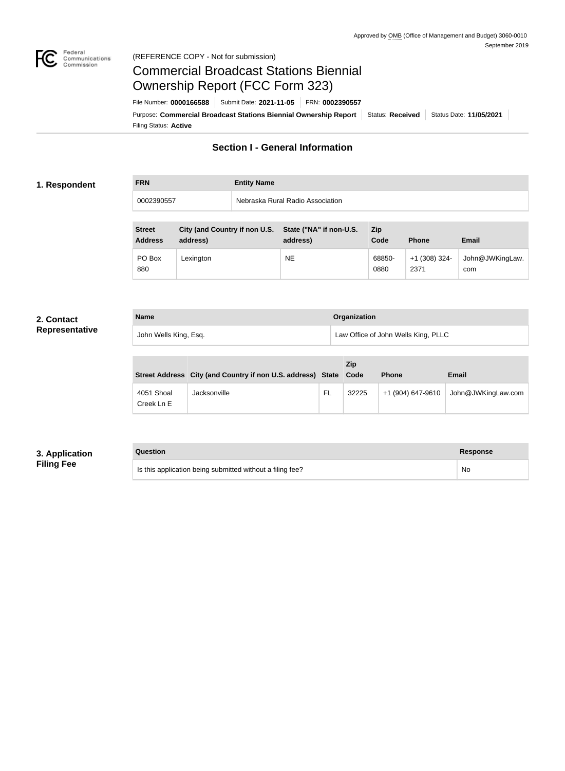Approved by OMB (Office of Management and Budget) 3060-0010
September 2019

(REFERENCE COPY - Not for submission)

# Commercial Broadcast Stations Biennial Ownership Report (FCC Form 323)

File Number: **0000166588** | Submit Date: **2021-11-05** | FRN: **0002390557**

Purpose: **Commercial Broadcast Stations Biennial Ownership Report** | Status: **Received** | Status Date: **11/05/2021**

Filing Status: **Active**

## Section I - General Information

### 1. Respondent

| FRN | Entity Name |
|---|---|
| 0002390557 | Nebraska Rural Radio Association |

| Street Address | City (and Country if non U.S. address) | State ("NA" if non-U.S. address) | Zip Code | Phone | Email |
|---|---|---|---|---|---|
| PO Box 880 | Lexington | NE | 68850-0880 | +1 (308) 324-2371 | John@JWKingLaw.com |

### 2. Contact Representative

| Name | Organization |
|---|---|
| John Wells King, Esq. | Law Office of John Wells King, PLLC |

| Street Address | City (and Country if non U.S. address) | State | Zip Code | Phone | Email |
|---|---|---|---|---|---|
| 4051 Shoal Creek Ln E | Jacksonville | FL | 32225 | +1 (904) 647-9610 | John@JWKingLaw.com |

### 3. Application Filing Fee

| Question | Response |
|---|---|
| Is this application being submitted without a filing fee? | No |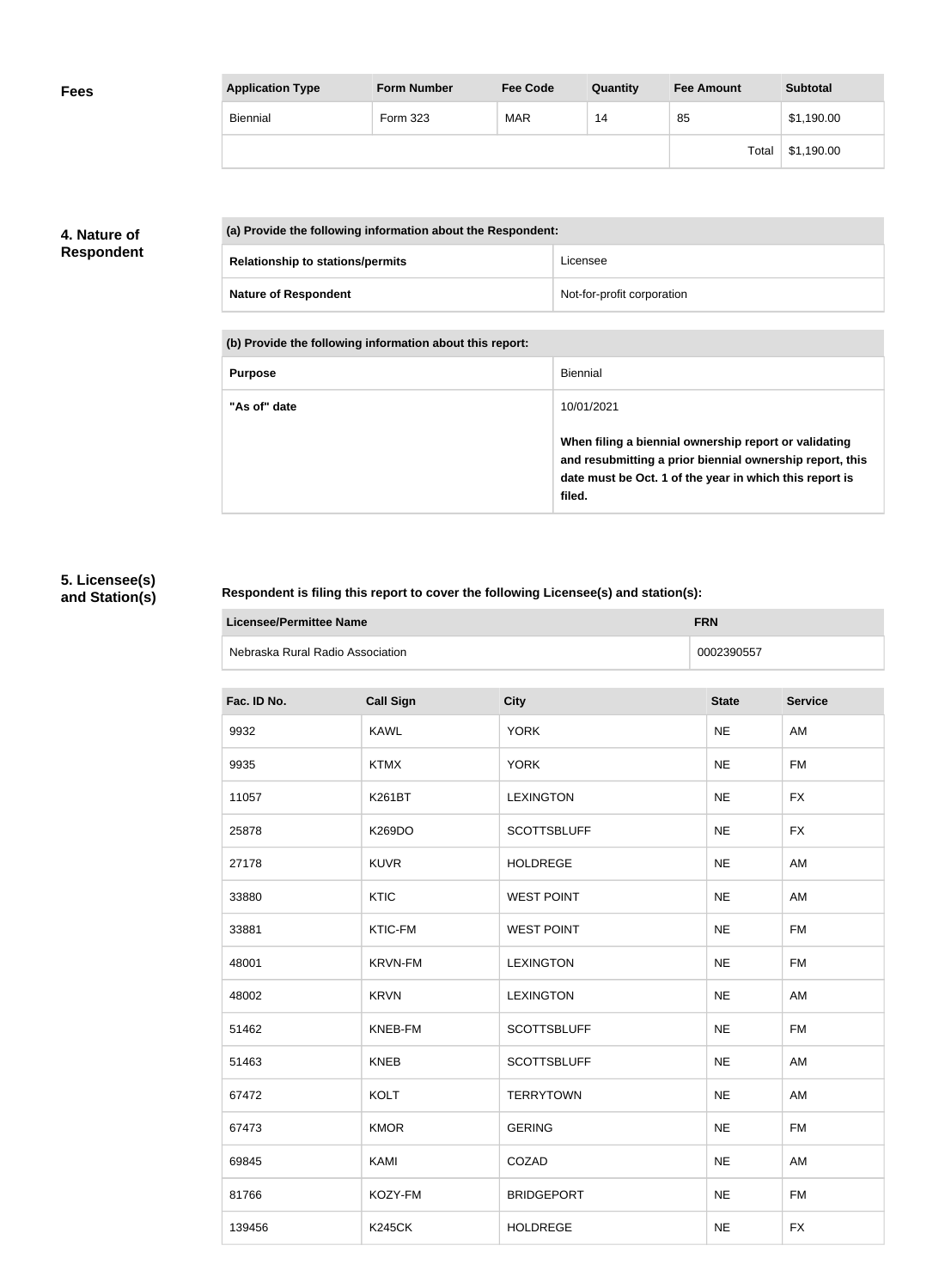## Fees

| Application Type | Form Number | Fee Code | Quantity | Fee Amount | Subtotal |
| --- | --- | --- | --- | --- | --- |
| Biennial | Form 323 | MAR | 14 | 85 | $1,190.00 |
| | | | | Total | $1,190.00 |

## 4. Nature of Respondent

| (a) Provide the following information about the Respondent: | |
| --- | --- |
| **Relationship to stations/permits** | Licensee |
| **Nature of Respondent** | Not-for-profit corporation |

| (b) Provide the following information about this report: | |
| --- | --- |
| **Purpose** | Biennial |
| **"As of" date** | 10/01/2021<br><br>**When filing a biennial ownership report or validating and resubmitting a prior biennial ownership report, this date must be Oct. 1 of the year in which this report is filed.** |

## 5. Licensee(s) and Station(s)

**Respondent is filing this report to cover the following Licensee(s) and station(s):**

| Licensee/Permittee Name | FRN |
| --- | --- |
| Nebraska Rural Radio Association | 0002390557 |

| Fac. ID No. | Call Sign | City | State | Service |
| --- | --- | --- | --- | --- |
| 9932 | KAWL | YORK | NE | AM |
| 9935 | KTMX | YORK | NE | FM |
| 11057 | K261BT | LEXINGTON | NE | FX |
| 25878 | K269DO | SCOTTSBLUFF | NE | FX |
| 27178 | KUVR | HOLDREGE | NE | AM |
| 33880 | KTIC | WEST POINT | NE | AM |
| 33881 | KTIC-FM | WEST POINT | NE | FM |
| 48001 | KRVN-FM | LEXINGTON | NE | FM |
| 48002 | KRVN | LEXINGTON | NE | AM |
| 51462 | KNEB-FM | SCOTTSBLUFF | NE | FM |
| 51463 | KNEB | SCOTTSBLUFF | NE | AM |
| 67472 | KOLT | TERRYTOWN | NE | AM |
| 67473 | KMOR | GERING | NE | FM |
| 69845 | KAMI | COZAD | NE | AM |
| 81766 | KOZY-FM | BRIDGEPORT | NE | FM |
| 139456 | K245CK | HOLDREGE | NE | FX |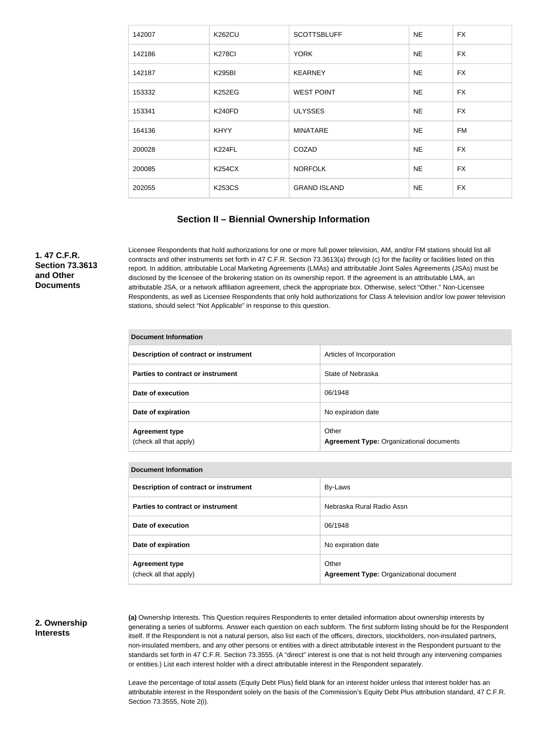| 142007 | K262CU | SCOTTSBLUFF | NE | FX |
|---|---|---|---|---|
| 142186 | K278CI | YORK | NE | FX |
| 142187 | K295BI | KEARNEY | NE | FX |
| 153332 | K252EG | WEST POINT | NE | FX |
| 153341 | K240FD | ULYSSES | NE | FX |
| 164136 | KHYY | MINATARE | NE | FM |
| 200028 | K224FL | COZAD | NE | FX |
| 200085 | K254CX | NORFOLK | NE | FX |
| 202055 | K253CS | GRAND ISLAND | NE | FX |

## Section II – Biennial Ownership Information

**1. 47 C.F.R. Section 73.3613 and Other Documents**

Licensee Respondents that hold authorizations for one or more full power television, AM, and/or FM stations should list all contracts and other instruments set forth in 47 C.F.R. Section 73.3613(a) through (c) for the facility or facilities listed on this report. In addition, attributable Local Marketing Agreements (LMAs) and attributable Joint Sales Agreements (JSAs) must be disclosed by the licensee of the brokering station on its ownership report. If the agreement is an attributable LMA, an attributable JSA, or a network affiliation agreement, check the appropriate box. Otherwise, select "Other." Non-Licensee Respondents, as well as Licensee Respondents that only hold authorizations for Class A television and/or low power television stations, should select "Not Applicable" in response to this question.

| Document Information | |
|---|---|
| **Description of contract or instrument** | Articles of Incorporation |
| **Parties to contract or instrument** | State of Nebraska |
| **Date of execution** | 06/1948 |
| **Date of expiration** | No expiration date |
| **Agreement type** (check all that apply) | Other **Agreement Type:** Organizational documents |

| Document Information | |
|---|---|
| **Description of contract or instrument** | By-Laws |
| **Parties to contract or instrument** | Nebraska Rural Radio Assn |
| **Date of execution** | 06/1948 |
| **Date of expiration** | No expiration date |
| **Agreement type** (check all that apply) | Other **Agreement Type:** Organizational document |

**2. Ownership Interests**

**(a)** Ownership Interests. This Question requires Respondents to enter detailed information about ownership interests by generating a series of subforms. Answer each question on each subform. The first subform listing should be for the Respondent itself. If the Respondent is not a natural person, also list each of the officers, directors, stockholders, non-insulated partners, non-insulated members, and any other persons or entities with a direct attributable interest in the Respondent pursuant to the standards set forth in 47 C.F.R. Section 73.3555. (A "direct" interest is one that is not held through any intervening companies or entities.) List each interest holder with a direct attributable interest in the Respondent separately.

Leave the percentage of total assets (Equity Debt Plus) field blank for an interest holder unless that interest holder has an attributable interest in the Respondent solely on the basis of the Commission's Equity Debt Plus attribution standard, 47 C.F.R. Section 73.3555, Note 2(i).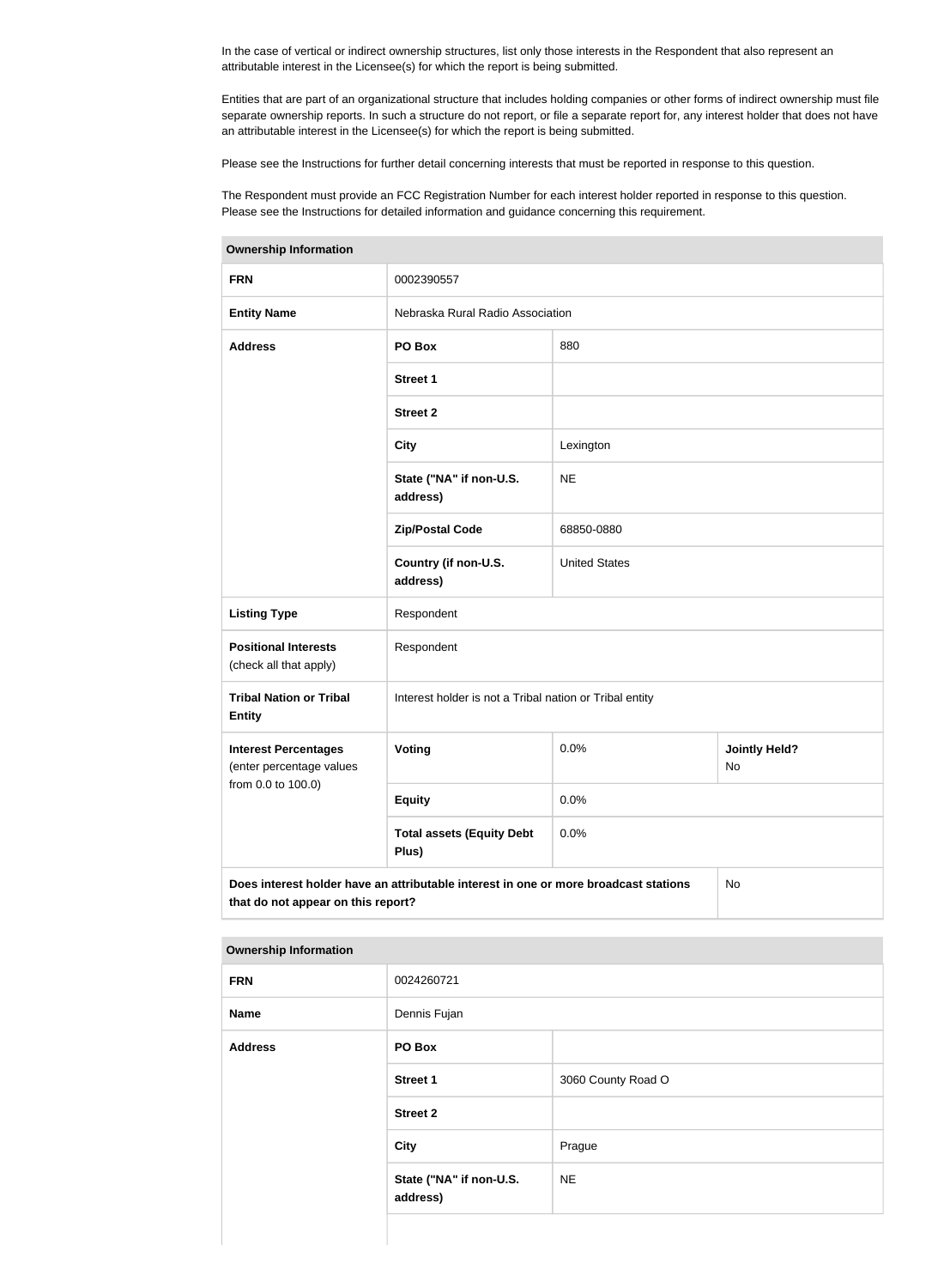In the case of vertical or indirect ownership structures, list only those interests in the Respondent that also represent an attributable interest in the Licensee(s) for which the report is being submitted.

Entities that are part of an organizational structure that includes holding companies or other forms of indirect ownership must file separate ownership reports. In such a structure do not report, or file a separate report for, any interest holder that does not have an attributable interest in the Licensee(s) for which the report is being submitted.

Please see the Instructions for further detail concerning interests that must be reported in response to this question.

The Respondent must provide an FCC Registration Number for each interest holder reported in response to this question. Please see the Instructions for detailed information and guidance concerning this requirement.

| **Ownership Information** | | | |
|---|---|---|---|
| **FRN** | 0002390557 | | |
| **Entity Name** | Nebraska Rural Radio Association | | |
| **Address** | **PO Box** | 880 | |
| | **Street 1** | | |
| | **Street 2** | | |
| | **City** | Lexington | |
| | **State ("NA" if non-U.S. address)** | NE | |
| | **Zip/Postal Code** | 68850-0880 | |
| | **Country (if non-U.S. address)** | United States | |
| **Listing Type** | Respondent | | |
| **Positional Interests** (check all that apply) | Respondent | | |
| **Tribal Nation or Tribal Entity** | Interest holder is not a Tribal nation or Tribal entity | | |
| **Interest Percentages** (enter percentage values from 0.0 to 100.0) | **Voting** | 0.0% | **Jointly Held?** No |
| | **Equity** | 0.0% | |
| | **Total assets (Equity Debt Plus)** | 0.0% | |
| **Does interest holder have an attributable interest in one or more broadcast stations that do not appear on this report?** | | | No |

| **Ownership Information** | | |
|---|---|---|
| **FRN** | 0024260721 | |
| **Name** | Dennis Fujan | |
| **Address** | **PO Box** | |
| | **Street 1** | 3060 County Road O |
| | **Street 2** | |
| | **City** | Prague |
| | **State ("NA" if non-U.S. address)** | NE |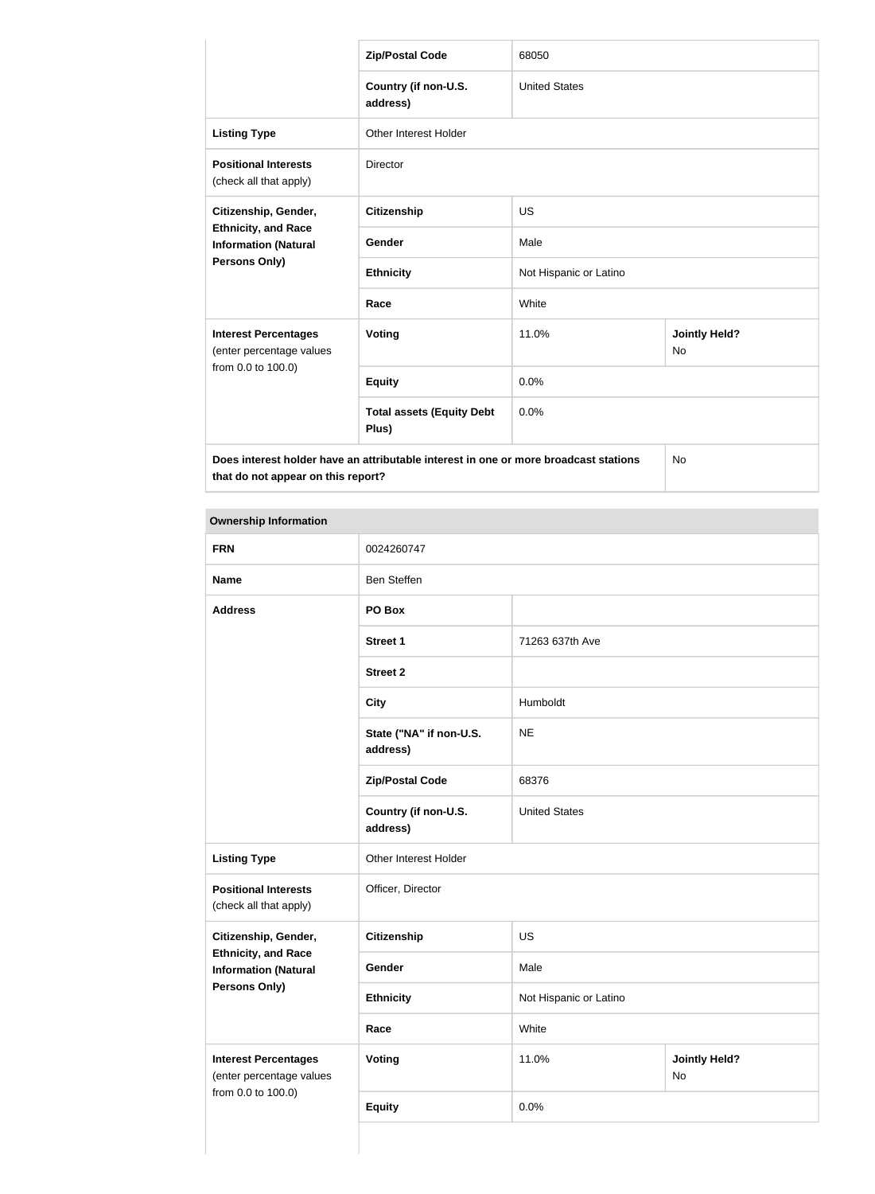| | | | |
|---|---|---|---|
| | **Zip/Postal Code** | 68050 | |
| | **Country (if non-U.S. address)** | United States | |
| **Listing Type** | Other Interest Holder | | |
| **Positional Interests** (check all that apply) | Director | | |
| **Citizenship, Gender, Ethnicity, and Race Information (Natural Persons Only)** | **Citizenship** | US | |
| | **Gender** | Male | |
| | **Ethnicity** | Not Hispanic or Latino | |
| | **Race** | White | |
| **Interest Percentages** (enter percentage values from 0.0 to 100.0) | **Voting** | 11.0% | **Jointly Held?** No |
| | **Equity** | 0.0% | |
| | **Total assets (Equity Debt Plus)** | 0.0% | |
| **Does interest holder have an attributable interest in one or more broadcast stations that do not appear on this report?** | | | No |

**Ownership Information**

| | | | |
|---|---|---|---|
| **FRN** | 0024260747 | | |
| **Name** | Ben Steffen | | |
| **Address** | **PO Box** | | |
| | **Street 1** | 71263 637th Ave | |
| | **Street 2** | | |
| | **City** | Humboldt | |
| | **State ("NA" if non-U.S. address)** | NE | |
| | **Zip/Postal Code** | 68376 | |
| | **Country (if non-U.S. address)** | United States | |
| **Listing Type** | Other Interest Holder | | |
| **Positional Interests** (check all that apply) | Officer, Director | | |
| **Citizenship, Gender, Ethnicity, and Race Information (Natural Persons Only)** | **Citizenship** | US | |
| | **Gender** | Male | |
| | **Ethnicity** | Not Hispanic or Latino | |
| | **Race** | White | |
| **Interest Percentages** (enter percentage values from 0.0 to 100.0) | **Voting** | 11.0% | **Jointly Held?** No |
| | **Equity** | 0.0% | |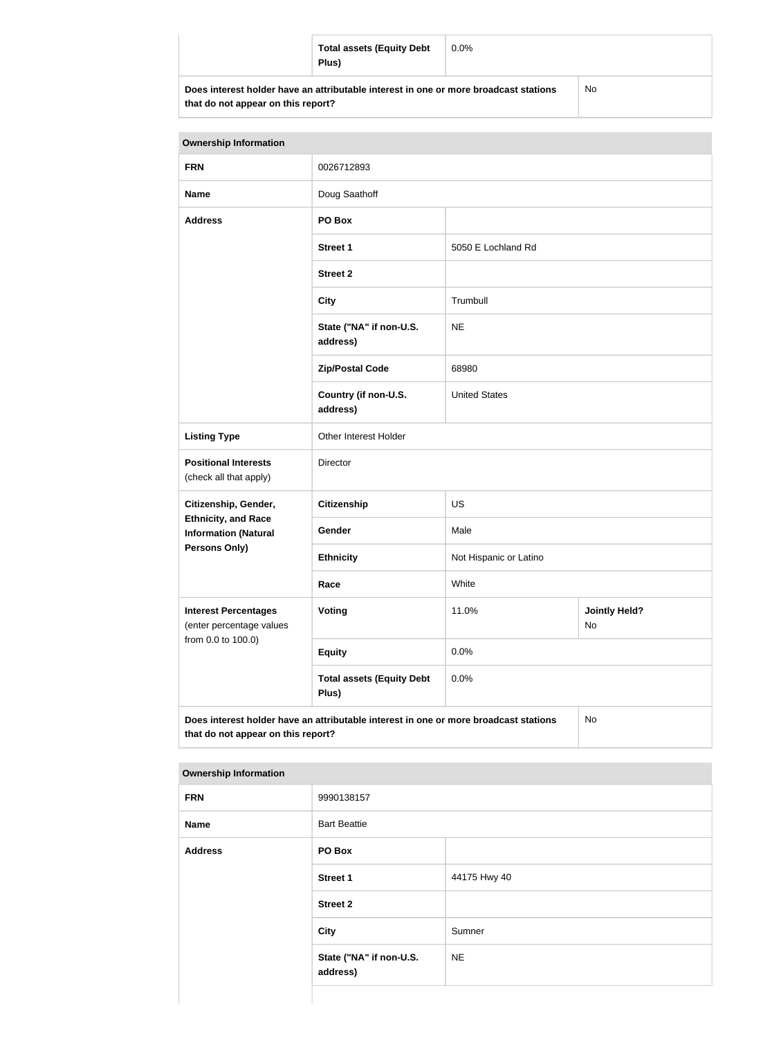| | Total assets (Equity Debt Plus) | 0.0% | |
|---|---|---|---|
| **Does interest holder have an attributable interest in one or more broadcast stations that do not appear on this report?** | | | No |

| Ownership Information | | | |
|---|---|---|---|
| **FRN** | 0026712893 | | |
| **Name** | Doug Saathoff | | |
| **Address** | **PO Box** | | |
| | **Street 1** | 5050 E Lochland Rd | |
| | **Street 2** | | |
| | **City** | Trumbull | |
| | **State ("NA" if non-U.S. address)** | NE | |
| | **Zip/Postal Code** | 68980 | |
| | **Country (if non-U.S. address)** | United States | |
| **Listing Type** | Other Interest Holder | | |
| **Positional Interests** (check all that apply) | Director | | |
| **Citizenship, Gender, Ethnicity, and Race Information (Natural Persons Only)** | **Citizenship** | US | |
| | **Gender** | Male | |
| | **Ethnicity** | Not Hispanic or Latino | |
| | **Race** | White | |
| **Interest Percentages** (enter percentage values from 0.0 to 100.0) | **Voting** | 11.0% | **Jointly Held?** No |
| | **Equity** | 0.0% | |
| | **Total assets (Equity Debt Plus)** | 0.0% | |
| **Does interest holder have an attributable interest in one or more broadcast stations that do not appear on this report?** | | | No |

| Ownership Information | | |
|---|---|---|
| **FRN** | 9990138157 | |
| **Name** | Bart Beattie | |
| **Address** | **PO Box** | |
| | **Street 1** | 44175 Hwy 40 |
| | **Street 2** | |
| | **City** | Sumner |
| | **State ("NA" if non-U.S. address)** | NE |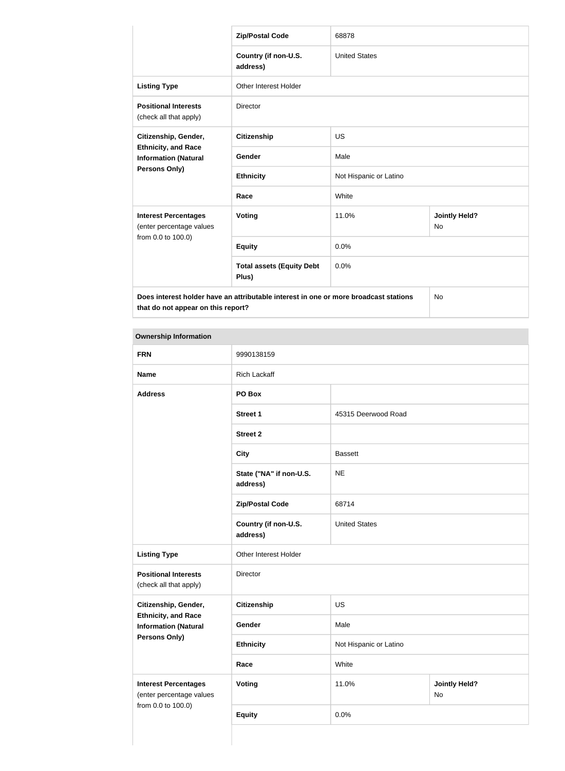| | | | |
|---|---|---|---|
| | **Zip/Postal Code** | 68878 | |
| | **Country (if non-U.S. address)** | United States | |
| **Listing Type** | Other Interest Holder | | |
| **Positional Interests** (check all that apply) | Director | | |
| **Citizenship, Gender, Ethnicity, and Race Information (Natural Persons Only)** | **Citizenship** | US | |
| | **Gender** | Male | |
| | **Ethnicity** | Not Hispanic or Latino | |
| | **Race** | White | |
| **Interest Percentages** (enter percentage values from 0.0 to 100.0) | **Voting** | 11.0% | **Jointly Held?** No |
| | **Equity** | 0.0% | |
| | **Total assets (Equity Debt Plus)** | 0.0% | |
| **Does interest holder have an attributable interest in one or more broadcast stations that do not appear on this report?** | | | No |

| **Ownership Information** | | | |
|---|---|---|---|
| **FRN** | 9990138159 | | |
| **Name** | Rich Lackaff | | |
| **Address** | **PO Box** | | |
| | **Street 1** | 45315 Deerwood Road | |
| | **Street 2** | | |
| | **City** | Bassett | |
| | **State ("NA" if non-U.S. address)** | NE | |
| | **Zip/Postal Code** | 68714 | |
| | **Country (if non-U.S. address)** | United States | |
| **Listing Type** | Other Interest Holder | | |
| **Positional Interests** (check all that apply) | Director | | |
| **Citizenship, Gender, Ethnicity, and Race Information (Natural Persons Only)** | **Citizenship** | US | |
| | **Gender** | Male | |
| | **Ethnicity** | Not Hispanic or Latino | |
| | **Race** | White | |
| **Interest Percentages** (enter percentage values from 0.0 to 100.0) | **Voting** | 11.0% | **Jointly Held?** No |
| | **Equity** | 0.0% | |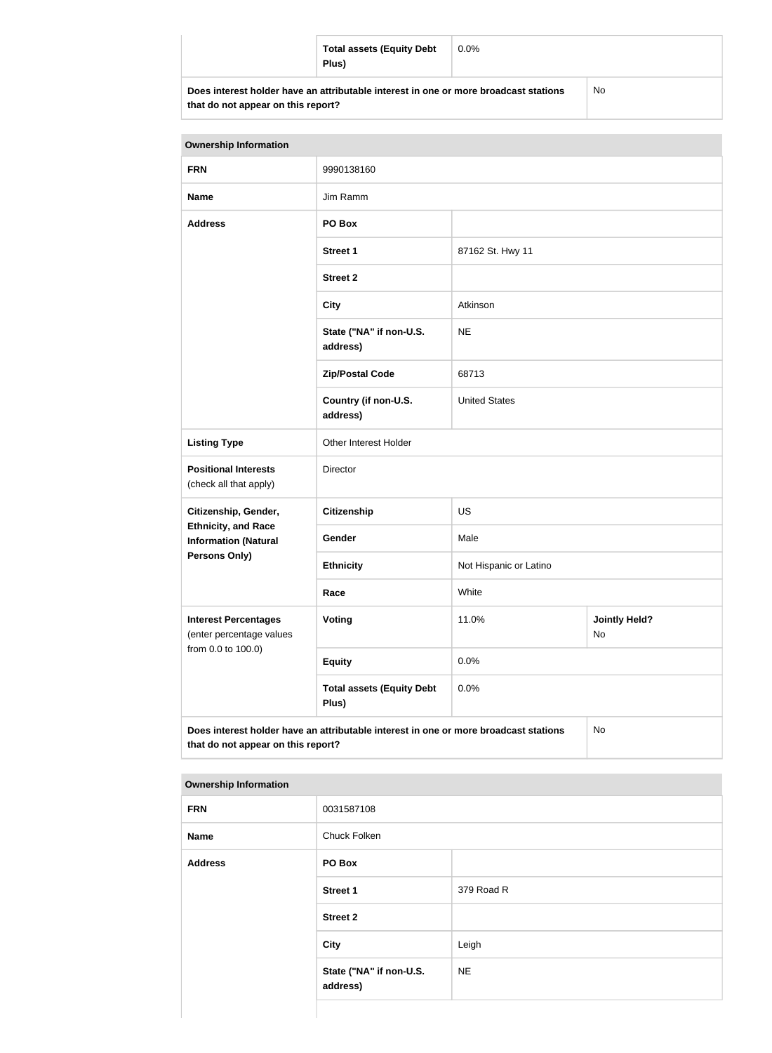| | | |
|---|---|---|
| | **Total assets (Equity Debt Plus)** | 0.0% |
| **Does interest holder have an attributable interest in one or more broadcast stations that do not appear on this report?** | | No |

| **Ownership Information** | | | |
|---|---|---|---|
| **FRN** | 9990138160 | | |
| **Name** | Jim Ramm | | |
| **Address** | **PO Box** | | |
| | **Street 1** | 87162 St. Hwy 11 | |
| | **Street 2** | | |
| | **City** | Atkinson | |
| | **State ("NA" if non-U.S. address)** | NE | |
| | **Zip/Postal Code** | 68713 | |
| | **Country (if non-U.S. address)** | United States | |
| **Listing Type** | Other Interest Holder | | |
| **Positional Interests** (check all that apply) | Director | | |
| **Citizenship, Gender, Ethnicity, and Race Information (Natural Persons Only)** | **Citizenship** | US | |
| | **Gender** | Male | |
| | **Ethnicity** | Not Hispanic or Latino | |
| | **Race** | White | |
| **Interest Percentages** (enter percentage values from 0.0 to 100.0) | **Voting** | 11.0% | **Jointly Held?** No |
| | **Equity** | 0.0% | |
| | **Total assets (Equity Debt Plus)** | 0.0% | |
| **Does interest holder have an attributable interest in one or more broadcast stations that do not appear on this report?** | | | No |

| **Ownership Information** | | |
|---|---|---|
| **FRN** | 0031587108 | |
| **Name** | Chuck Folken | |
| **Address** | **PO Box** | |
| | **Street 1** | 379 Road R |
| | **Street 2** | |
| | **City** | Leigh |
| | **State ("NA" if non-U.S. address)** | NE |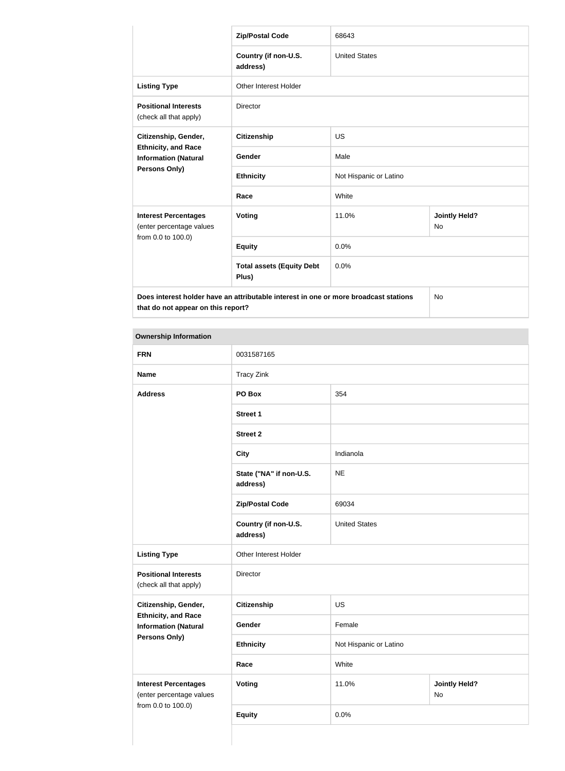| | | | |
|---|---|---|---|
| | **Zip/Postal Code** | 68643 | |
| | **Country (if non-U.S. address)** | United States | |
| **Listing Type** | Other Interest Holder | | |
| **Positional Interests** (check all that apply) | Director | | |
| **Citizenship, Gender, Ethnicity, and Race Information (Natural Persons Only)** | **Citizenship** | US | |
| | **Gender** | Male | |
| | **Ethnicity** | Not Hispanic or Latino | |
| | **Race** | White | |
| **Interest Percentages** (enter percentage values from 0.0 to 100.0) | **Voting** | 11.0% | **Jointly Held?** No |
| | **Equity** | 0.0% | |
| | **Total assets (Equity Debt Plus)** | 0.0% | |
| **Does interest holder have an attributable interest in one or more broadcast stations that do not appear on this report?** | | | No |

| **Ownership Information** | | | |
|---|---|---|---|
| **FRN** | 0031587165 | | |
| **Name** | Tracy Zink | | |
| **Address** | **PO Box** | 354 | |
| | **Street 1** | | |
| | **Street 2** | | |
| | **City** | Indianola | |
| | **State ("NA" if non-U.S. address)** | NE | |
| | **Zip/Postal Code** | 69034 | |
| | **Country (if non-U.S. address)** | United States | |
| **Listing Type** | Other Interest Holder | | |
| **Positional Interests** (check all that apply) | Director | | |
| **Citizenship, Gender, Ethnicity, and Race Information (Natural Persons Only)** | **Citizenship** | US | |
| | **Gender** | Female | |
| | **Ethnicity** | Not Hispanic or Latino | |
| | **Race** | White | |
| **Interest Percentages** (enter percentage values from 0.0 to 100.0) | **Voting** | 11.0% | **Jointly Held?** No |
| | **Equity** | 0.0% | |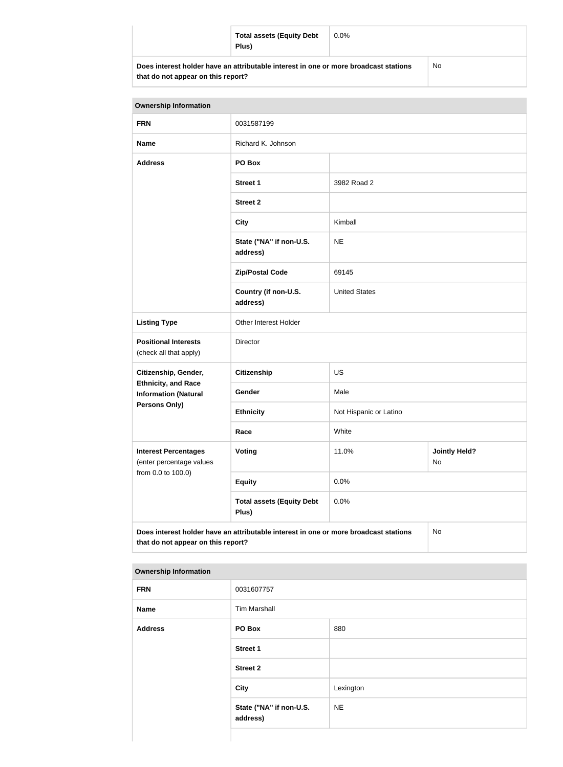| | Total assets (Equity Debt Plus) | 0.0% | |
|---|---|---|---|
| **Does interest holder have an attributable interest in one or more broadcast stations that do not appear on this report?** | | | No |

| **Ownership Information** | | | |
|---|---|---|---|
| **FRN** | 0031587199 | | |
| **Name** | Richard K. Johnson | | |
| **Address** | **PO Box** | | |
| | **Street 1** | 3982 Road 2 | |
| | **Street 2** | | |
| | **City** | Kimball | |
| | **State ("NA" if non-U.S. address)** | NE | |
| | **Zip/Postal Code** | 69145 | |
| | **Country (if non-U.S. address)** | United States | |
| **Listing Type** | Other Interest Holder | | |
| **Positional Interests** (check all that apply) | Director | | |
| **Citizenship, Gender, Ethnicity, and Race Information (Natural Persons Only)** | **Citizenship** | US | |
| | **Gender** | Male | |
| | **Ethnicity** | Not Hispanic or Latino | |
| | **Race** | White | |
| **Interest Percentages** (enter percentage values from 0.0 to 100.0) | **Voting** | 11.0% | **Jointly Held?** No |
| | **Equity** | 0.0% | |
| | **Total assets (Equity Debt Plus)** | 0.0% | |
| **Does interest holder have an attributable interest in one or more broadcast stations that do not appear on this report?** | | | No |

| **Ownership Information** | | |
|---|---|---|
| **FRN** | 0031607757 | |
| **Name** | Tim Marshall | |
| **Address** | **PO Box** | 880 |
| | **Street 1** | |
| | **Street 2** | |
| | **City** | Lexington |
| | **State ("NA" if non-U.S. address)** | NE |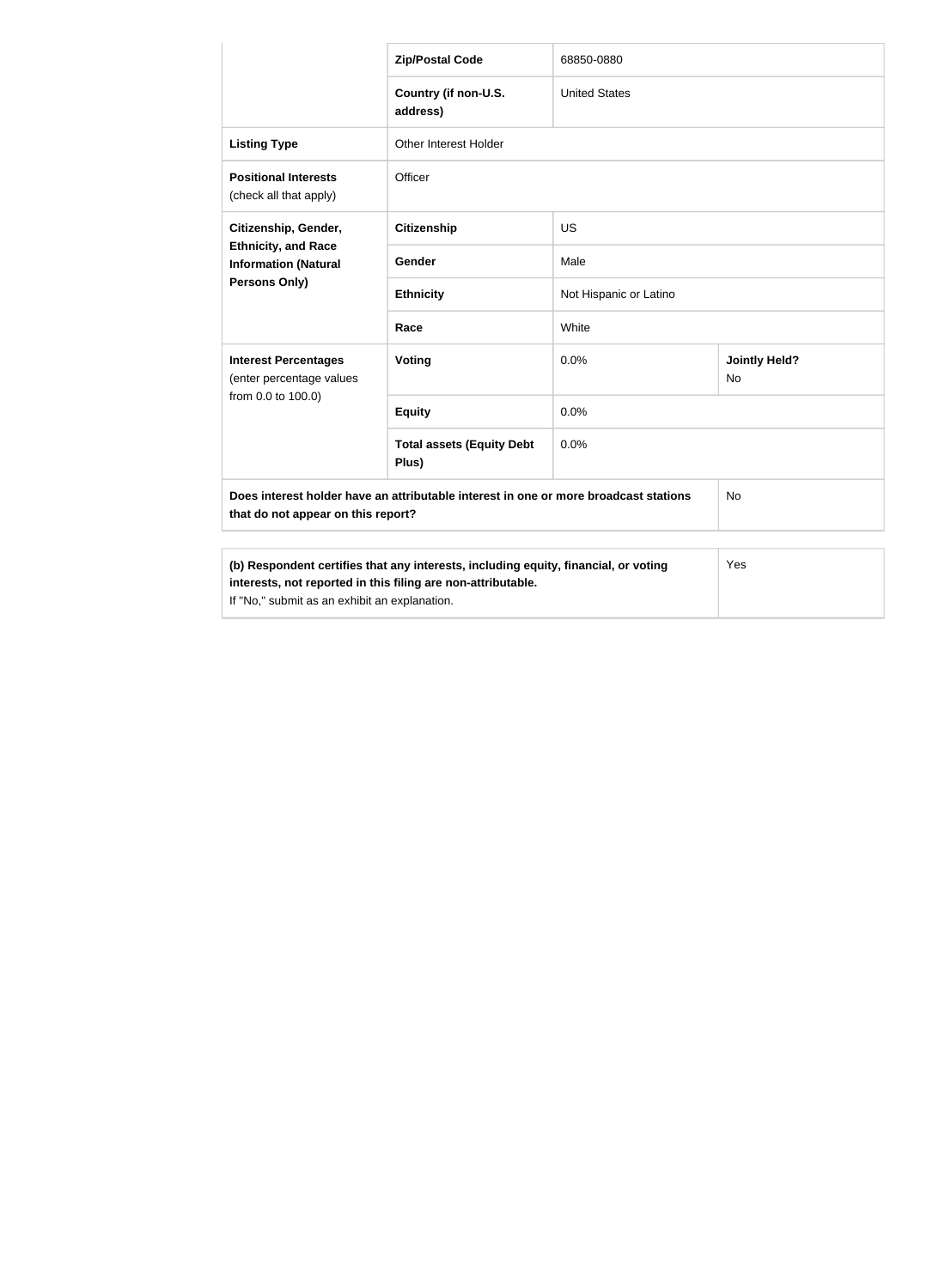| | | | |
|---|---|---|---|
| | **Zip/Postal Code** | 68850-0880 | |
| | **Country (if non-U.S. address)** | United States | |
| **Listing Type** | Other Interest Holder | | |
| **Positional Interests** (check all that apply) | Officer | | |
| **Citizenship, Gender, Ethnicity, and Race Information (Natural Persons Only)** | **Citizenship** | US | |
| | **Gender** | Male | |
| | **Ethnicity** | Not Hispanic or Latino | |
| | **Race** | White | |
| **Interest Percentages** (enter percentage values from 0.0 to 100.0) | **Voting** | 0.0% | **Jointly Held?** No |
| | **Equity** | 0.0% | |
| | **Total assets (Equity Debt Plus)** | 0.0% | |
| **Does interest holder have an attributable interest in one or more broadcast stations that do not appear on this report?** | | | No |

| | |
|---|---|
| **(b) Respondent certifies that any interests, including equity, financial, or voting interests, not reported in this filing are non-attributable.** If "No," submit as an exhibit an explanation. | Yes |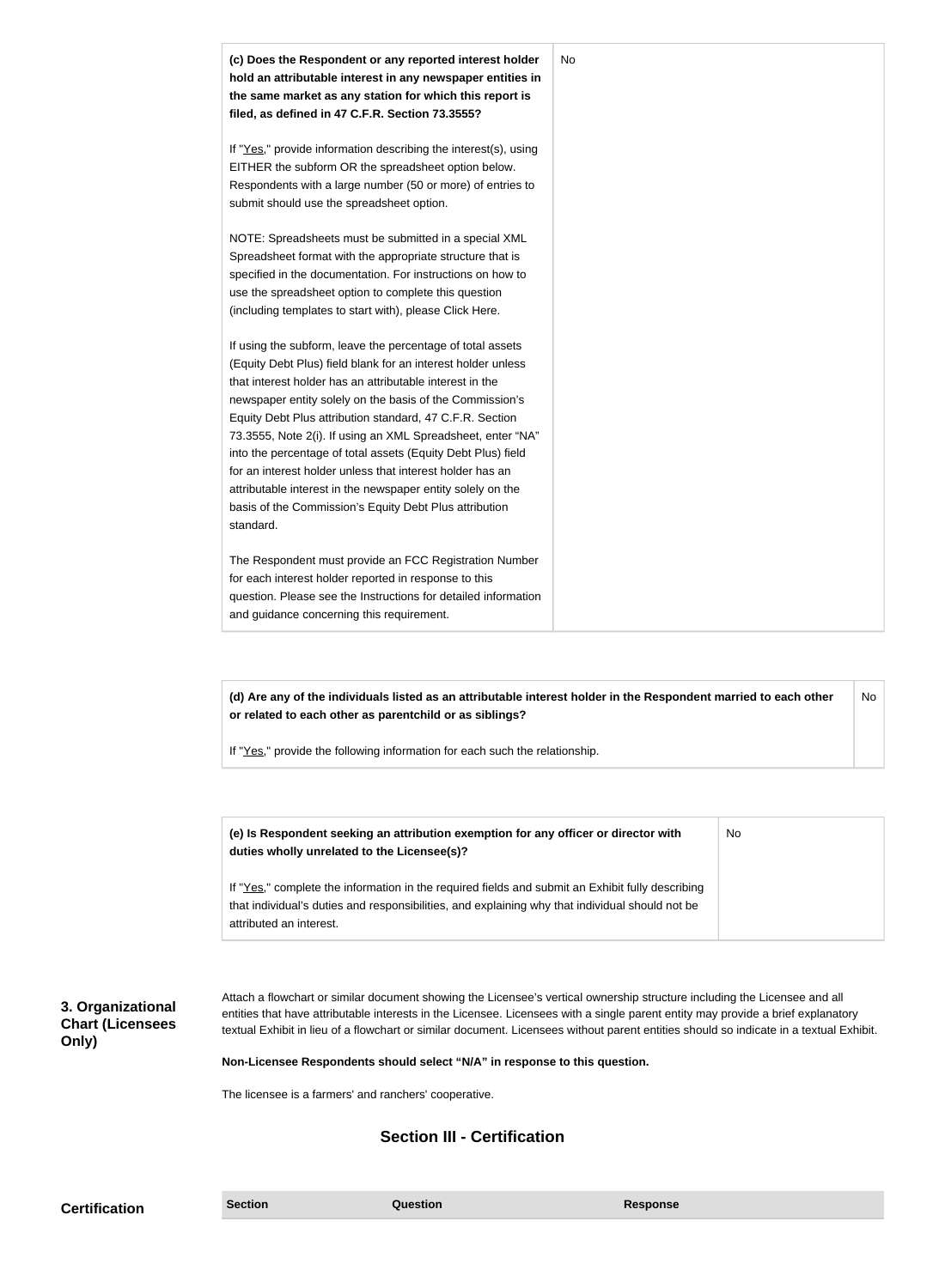| **(c) Does the Respondent or any reported interest holder hold an attributable interest in any newspaper entities in the same market as any station for which this report is filed, as defined in 47 C.F.R. Section 73.3555?**<br><br>If "Yes," provide information describing the interest(s), using EITHER the subform OR the spreadsheet option below. Respondents with a large number (50 or more) of entries to submit should use the spreadsheet option.<br><br>NOTE: Spreadsheets must be submitted in a special XML Spreadsheet format with the appropriate structure that is specified in the documentation. For instructions on how to use the spreadsheet option to complete this question (including templates to start with), please Click Here.<br><br>If using the subform, leave the percentage of total assets (Equity Debt Plus) field blank for an interest holder unless that interest holder has an attributable interest in the newspaper entity solely on the basis of the Commission's Equity Debt Plus attribution standard, 47 C.F.R. Section 73.3555, Note 2(i). If using an XML Spreadsheet, enter "NA" into the percentage of total assets (Equity Debt Plus) field for an interest holder unless that interest holder has an attributable interest in the newspaper entity solely on the basis of the Commission's Equity Debt Plus attribution standard.<br><br>The Respondent must provide an FCC Registration Number for each interest holder reported in response to this question. Please see the Instructions for detailed information and guidance concerning this requirement. | No |
|---|---|

| **(d) Are any of the individuals listed as an attributable interest holder in the Respondent married to each other or related to each other as parentchild or as siblings?**<br><br>If "Yes," provide the following information for each such the relationship. | No |
|---|---|

| **(e) Is Respondent seeking an attribution exemption for any officer or director with duties wholly unrelated to the Licensee(s)?**<br><br>If "Yes," complete the information in the required fields and submit an Exhibit fully describing that individual's duties and responsibilities, and explaining why that individual should not be attributed an interest. | No |
|---|---|

**3. Organizational Chart (Licensees Only)**

Attach a flowchart or similar document showing the Licensee's vertical ownership structure including the Licensee and all entities that have attributable interests in the Licensee. Licensees with a single parent entity may provide a brief explanatory textual Exhibit in lieu of a flowchart or similar document. Licensees without parent entities should so indicate in a textual Exhibit.

**Non-Licensee Respondents should select "N/A" in response to this question.**

The licensee is a farmers' and ranchers' cooperative.

## Section III - Certification

**Certification**

| Section | Question | Response |
|---|---|---|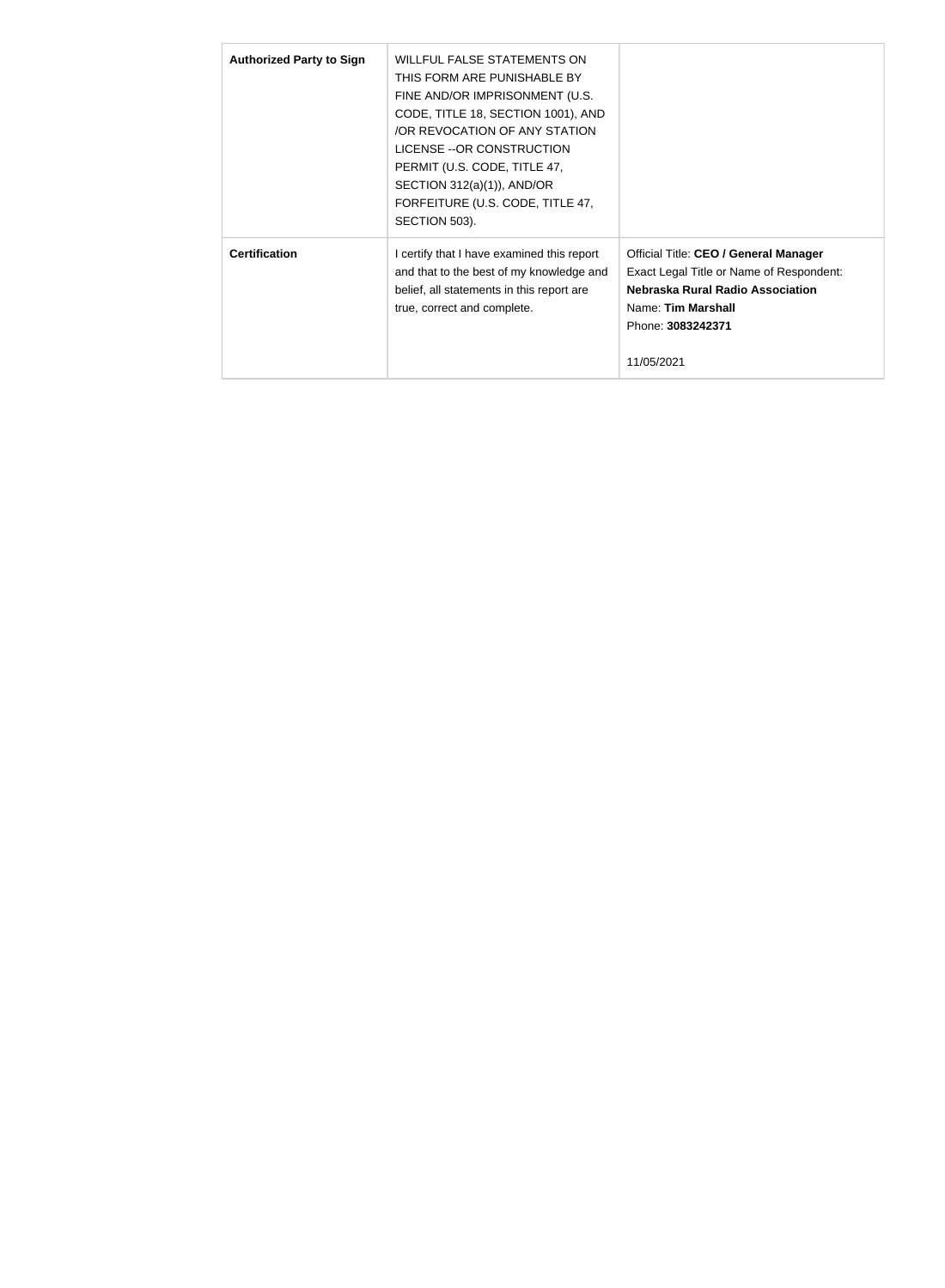| | | |
|---|---|---|
| **Authorized Party to Sign** | WILLFUL FALSE STATEMENTS ON THIS FORM ARE PUNISHABLE BY FINE AND/OR IMPRISONMENT (U.S. CODE, TITLE 18, SECTION 1001), AND /OR REVOCATION OF ANY STATION LICENSE --OR CONSTRUCTION PERMIT (U.S. CODE, TITLE 47, SECTION 312(a)(1)), AND/OR FORFEITURE (U.S. CODE, TITLE 47, SECTION 503). | |
| **Certification** | I certify that I have examined this report and that to the best of my knowledge and belief, all statements in this report are true, correct and complete. | Official Title: **CEO / General Manager**<br>Exact Legal Title or Name of Respondent: **Nebraska Rural Radio Association**<br>Name: **Tim Marshall**<br>Phone: **3083242371**<br><br>11/05/2021 |